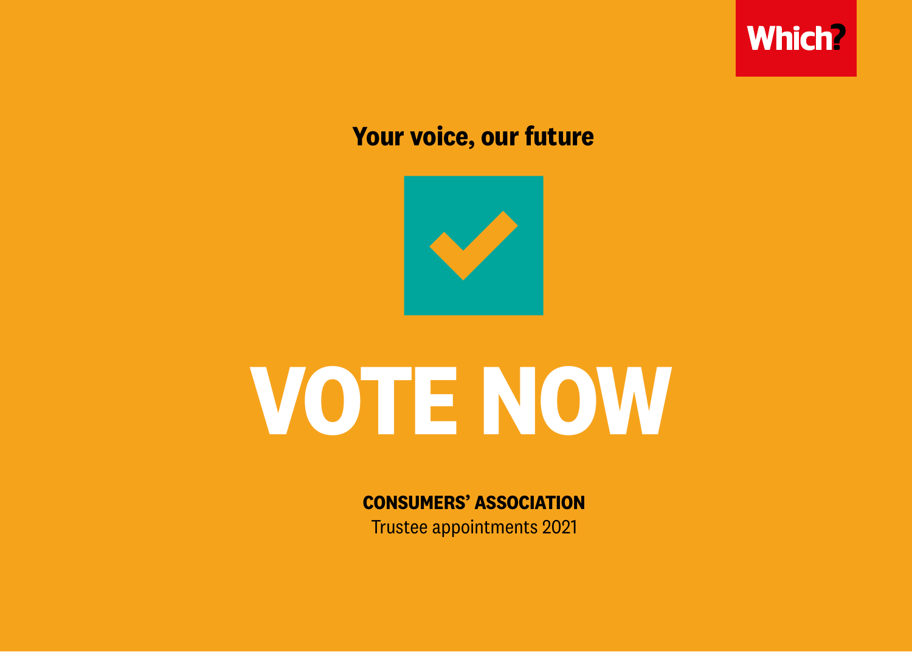Which?

**Your voice, our future**

# VOTE NOW

**CONSUMERS' ASSOCIATION**

Trustee appointments 2021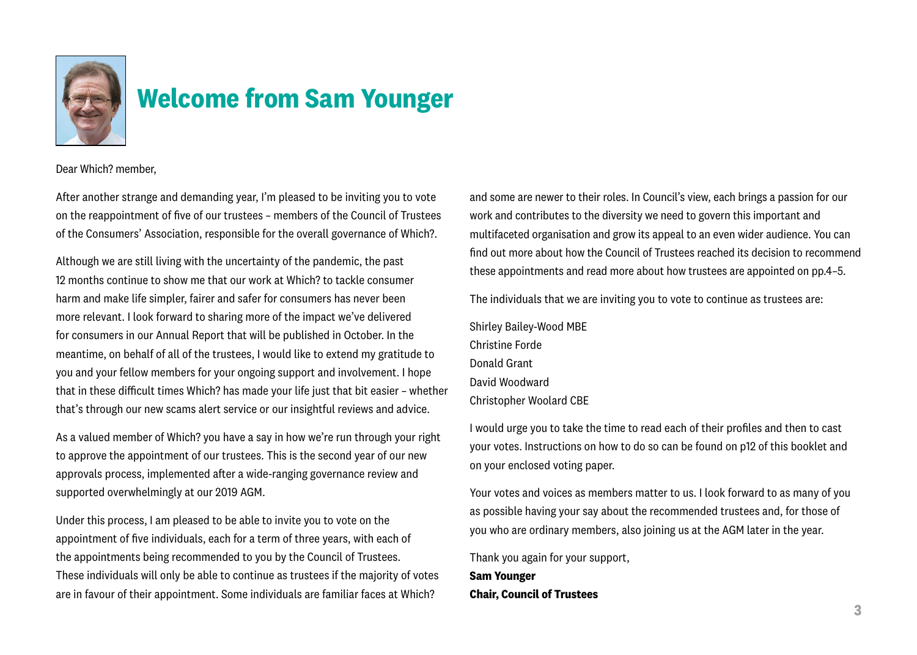# Welcome from Sam Younger

Dear Which? member,

After another strange and demanding year, I'm pleased to be inviting you to vote on the reappointment of five of our trustees – members of the Council of Trustees of the Consumers' Association, responsible for the overall governance of Which?.

Although we are still living with the uncertainty of the pandemic, the past 12 months continue to show me that our work at Which? to tackle consumer harm and make life simpler, fairer and safer for consumers has never been more relevant. I look forward to sharing more of the impact we've delivered for consumers in our Annual Report that will be published in October. In the meantime, on behalf of all of the trustees, I would like to extend my gratitude to you and your fellow members for your ongoing support and involvement. I hope that in these difficult times Which? has made your life just that bit easier – whether that's through our new scams alert service or our insightful reviews and advice.

As a valued member of Which? you have a say in how we're run through your right to approve the appointment of our trustees. This is the second year of our new approvals process, implemented after a wide-ranging governance review and supported overwhelmingly at our 2019 AGM.

Under this process, I am pleased to be able to invite you to vote on the appointment of five individuals, each for a term of three years, with each of the appointments being recommended to you by the Council of Trustees. These individuals will only be able to continue as trustees if the majority of votes are in favour of their appointment. Some individuals are familiar faces at Which? and some are newer to their roles. In Council's view, each brings a passion for our work and contributes to the diversity we need to govern this important and multifaceted organisation and grow its appeal to an even wider audience. You can find out more about how the Council of Trustees reached its decision to recommend these appointments and read more about how trustees are appointed on pp.4–5.

The individuals that we are inviting you to vote to continue as trustees are:

Shirley Bailey-Wood MBE  
Christine Forde  
Donald Grant  
David Woodward  
Christopher Woolard CBE

I would urge you to take the time to read each of their profiles and then to cast your votes. Instructions on how to do so can be found on p12 of this booklet and on your enclosed voting paper.

Your votes and voices as members matter to us. I look forward to as many of you as possible having your say about the recommended trustees and, for those of you who are ordinary members, also joining us at the AGM later in the year.

Thank you again for your support,  
**Sam Younger**  
**Chair, Council of Trustees**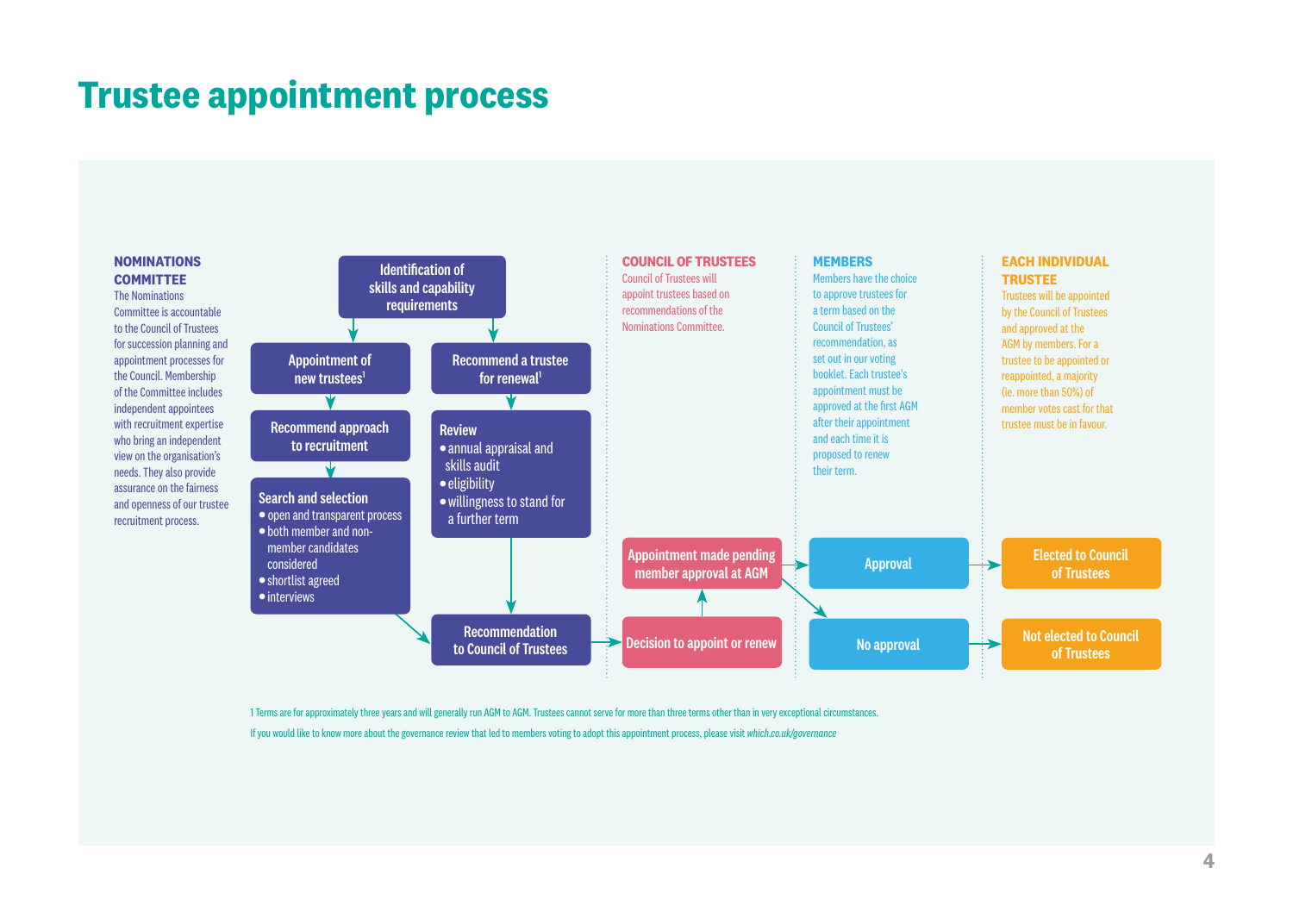# Trustee appointment process

### NOMINATIONS COMMITTEE

The Nominations Committee is accountable to the Council of Trustees for succession planning and appointment processes for the Council. Membership of the Committee includes independent appointees with recruitment expertise who bring an independent view on the organisation's needs. They also provide assurance on the fairness and openness of our trustee recruitment process.

**Identification of skills and capability requirements**

**Appointment of new trustees[1]**

**Recommend approach to recruitment**

**Search and selection**

- open and transparent process
- both member and non-member candidates considered
- shortlist agreed
- interviews

**Recommend a trustee for renewal[1]**

**Review**

- annual appraisal and skills audit
- eligibility
- willingness to stand for a further term

**Recommendation to Council of Trustees**

### COUNCIL OF TRUSTEES

Council of Trustees will appoint trustees based on recommendations of the Nominations Committee.

**Decision to appoint or renew**

**Appointment made pending member approval at AGM**

### MEMBERS

Members have the choice to approve trustees for a term based on the Council of Trustees' recommendation, as set out in our voting booklet. Each trustee's appointment must be approved at the first AGM after their appointment and each time it is proposed to renew their term.

**Approval**

**No approval**

### EACH INDIVIDUAL TRUSTEE

Trustees will be appointed by the Council of Trustees and approved at the AGM by members. For a trustee to be appointed or reappointed, a majority (ie. more than 50%) of member votes cast for that trustee must be in favour.

**Elected to Council of Trustees**

**Not elected to Council of Trustees**

1 Terms are for approximately three years and will generally run AGM to AGM. Trustees cannot serve for more than three terms other than in very exceptional circumstances.

If you would like to know more about the governance review that led to members voting to adopt this appointment process, please visit *which.co.uk/governance*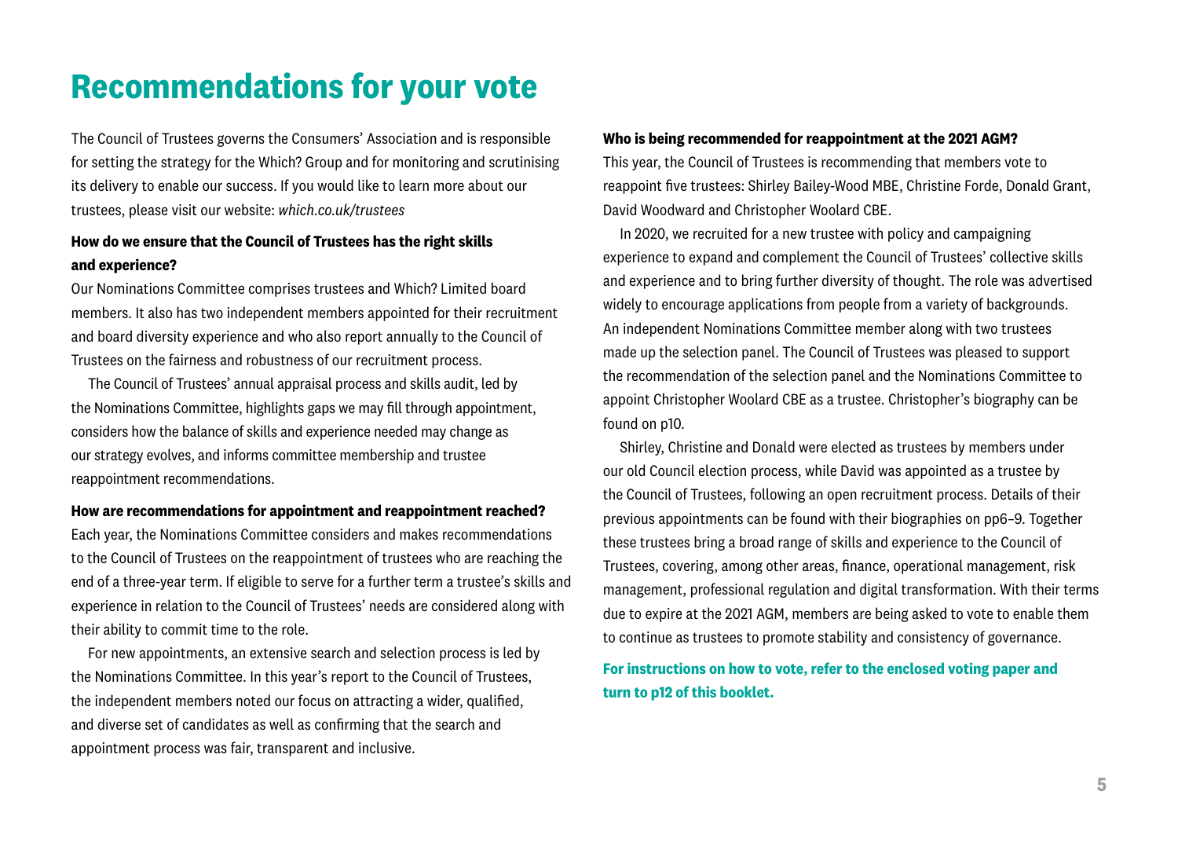# Recommendations for your vote

The Council of Trustees governs the Consumers' Association and is responsible for setting the strategy for the Which? Group and for monitoring and scrutinising its delivery to enable our success. If you would like to learn more about our trustees, please visit our website: *which.co.uk/trustees*

**How do we ensure that the Council of Trustees has the right skills and experience?**

Our Nominations Committee comprises trustees and Which? Limited board members. It also has two independent members appointed for their recruitment and board diversity experience and who also report annually to the Council of Trustees on the fairness and robustness of our recruitment process.

The Council of Trustees' annual appraisal process and skills audit, led by the Nominations Committee, highlights gaps we may fill through appointment, considers how the balance of skills and experience needed may change as our strategy evolves, and informs committee membership and trustee reappointment recommendations.

**How are recommendations for appointment and reappointment reached?**

Each year, the Nominations Committee considers and makes recommendations to the Council of Trustees on the reappointment of trustees who are reaching the end of a three-year term. If eligible to serve for a further term a trustee's skills and experience in relation to the Council of Trustees' needs are considered along with their ability to commit time to the role.

For new appointments, an extensive search and selection process is led by the Nominations Committee. In this year's report to the Council of Trustees, the independent members noted our focus on attracting a wider, qualified, and diverse set of candidates as well as confirming that the search and appointment process was fair, transparent and inclusive.

**Who is being recommended for reappointment at the 2021 AGM?**

This year, the Council of Trustees is recommending that members vote to reappoint five trustees: Shirley Bailey-Wood MBE, Christine Forde, Donald Grant, David Woodward and Christopher Woolard CBE.

In 2020, we recruited for a new trustee with policy and campaigning experience to expand and complement the Council of Trustees' collective skills and experience and to bring further diversity of thought. The role was advertised widely to encourage applications from people from a variety of backgrounds. An independent Nominations Committee member along with two trustees made up the selection panel. The Council of Trustees was pleased to support the recommendation of the selection panel and the Nominations Committee to appoint Christopher Woolard CBE as a trustee. Christopher's biography can be found on p10.

Shirley, Christine and Donald were elected as trustees by members under our old Council election process, while David was appointed as a trustee by the Council of Trustees, following an open recruitment process. Details of their previous appointments can be found with their biographies on pp6–9. Together these trustees bring a broad range of skills and experience to the Council of Trustees, covering, among other areas, finance, operational management, risk management, professional regulation and digital transformation. With their terms due to expire at the 2021 AGM, members are being asked to vote to enable them to continue as trustees to promote stability and consistency of governance.

**For instructions on how to vote, refer to the enclosed voting paper and turn to p12 of this booklet.**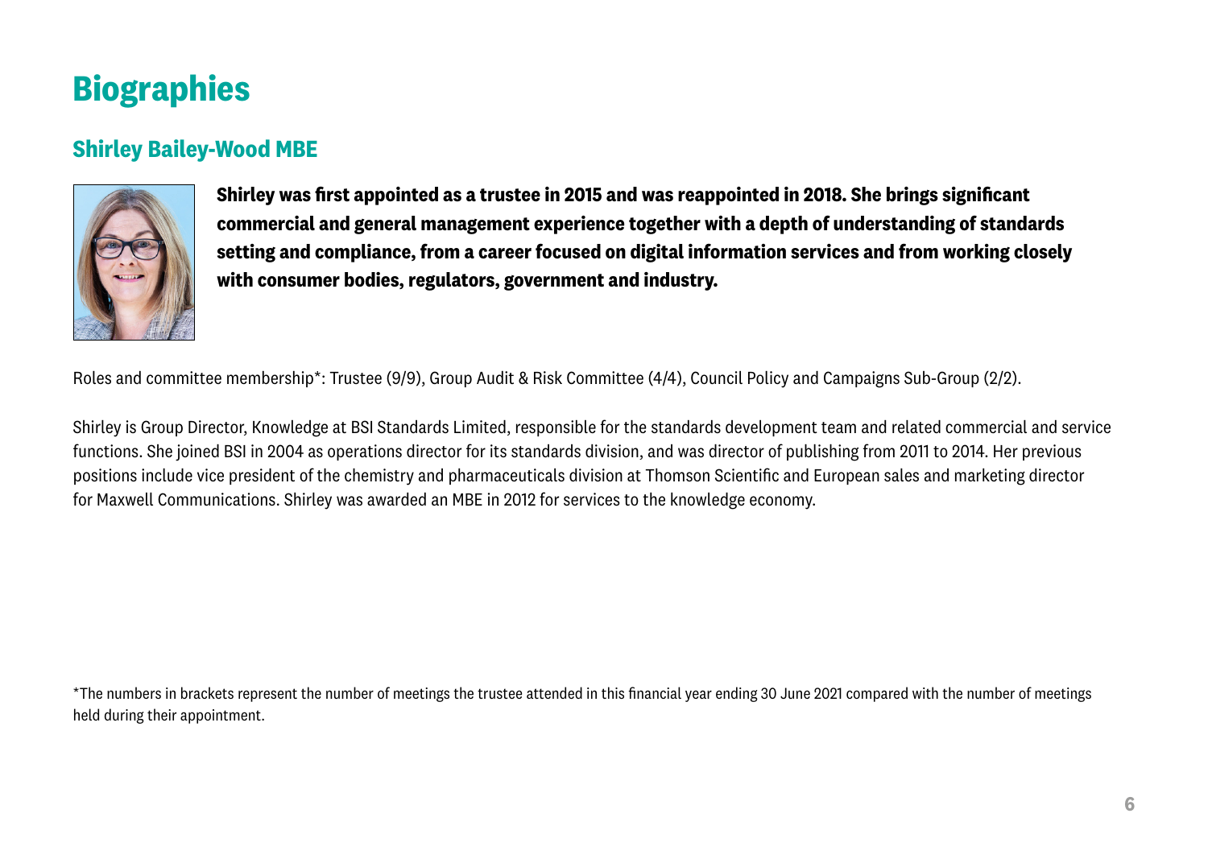# Biographies

## Shirley Bailey-Wood MBE

**Shirley was first appointed as a trustee in 2015 and was reappointed in 2018. She brings significant commercial and general management experience together with a depth of understanding of standards setting and compliance, from a career focused on digital information services and from working closely with consumer bodies, regulators, government and industry.**

Roles and committee membership*: Trustee (9/9), Group Audit & Risk Committee (4/4), Council Policy and Campaigns Sub-Group (2/2).

Shirley is Group Director, Knowledge at BSI Standards Limited, responsible for the standards development team and related commercial and service functions. She joined BSI in 2004 as operations director for its standards division, and was director of publishing from 2011 to 2014. Her previous positions include vice president of the chemistry and pharmaceuticals division at Thomson Scientific and European sales and marketing director for Maxwell Communications. Shirley was awarded an MBE in 2012 for services to the knowledge economy.

*The numbers in brackets represent the number of meetings the trustee attended in this financial year ending 30 June 2021 compared with the number of meetings held during their appointment.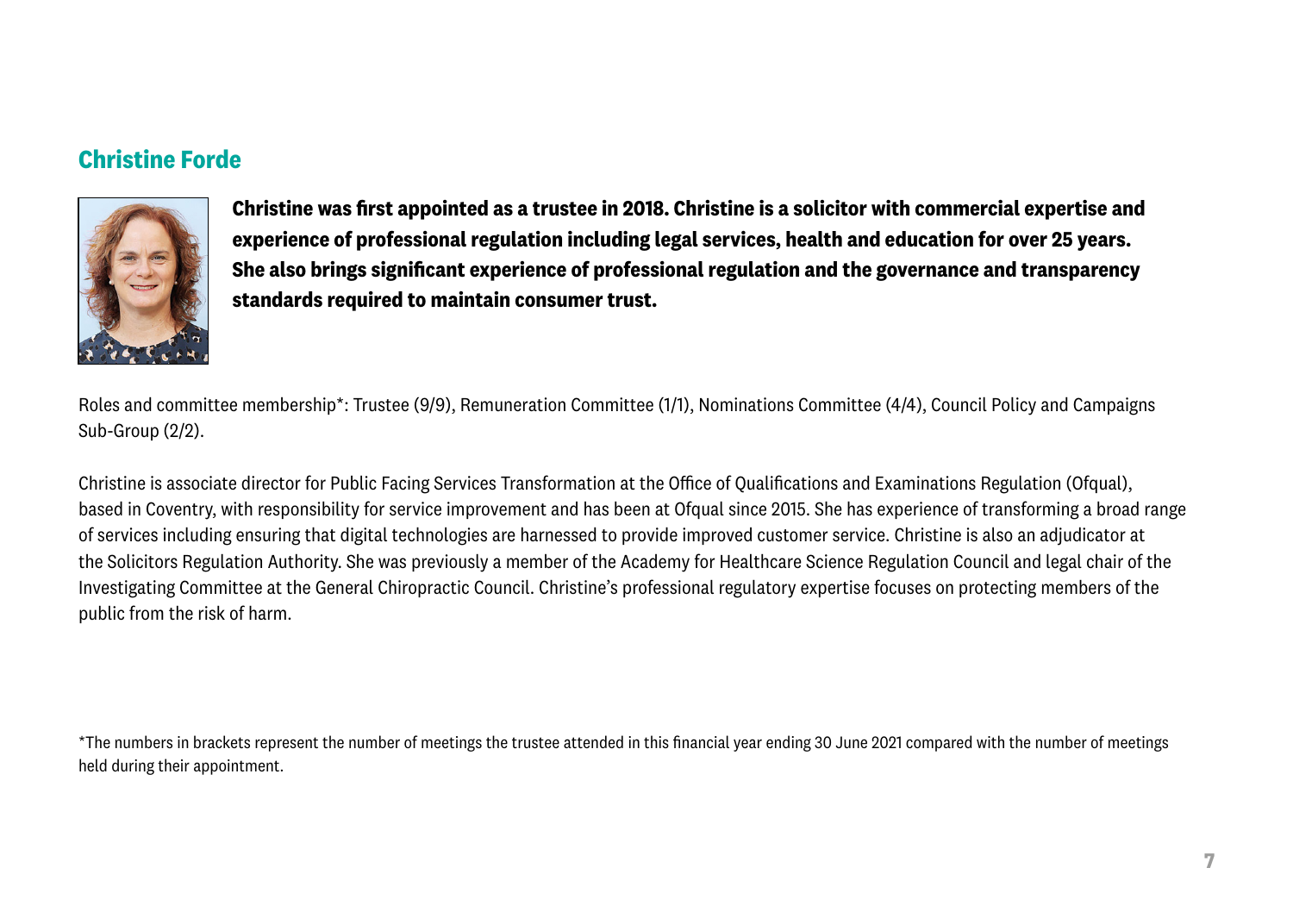## Christine Forde

**Christine was first appointed as a trustee in 2018. Christine is a solicitor with commercial expertise and experience of professional regulation including legal services, health and education for over 25 years. She also brings significant experience of professional regulation and the governance and transparency standards required to maintain consumer trust.**

Roles and committee membership*: Trustee (9/9), Remuneration Committee (1/1), Nominations Committee (4/4), Council Policy and Campaigns Sub-Group (2/2).

Christine is associate director for Public Facing Services Transformation at the Office of Qualifications and Examinations Regulation (Ofqual), based in Coventry, with responsibility for service improvement and has been at Ofqual since 2015. She has experience of transforming a broad range of services including ensuring that digital technologies are harnessed to provide improved customer service. Christine is also an adjudicator at the Solicitors Regulation Authority. She was previously a member of the Academy for Healthcare Science Regulation Council and legal chair of the Investigating Committee at the General Chiropractic Council. Christine's professional regulatory expertise focuses on protecting members of the public from the risk of harm.

*The numbers in brackets represent the number of meetings the trustee attended in this financial year ending 30 June 2021 compared with the number of meetings held during their appointment.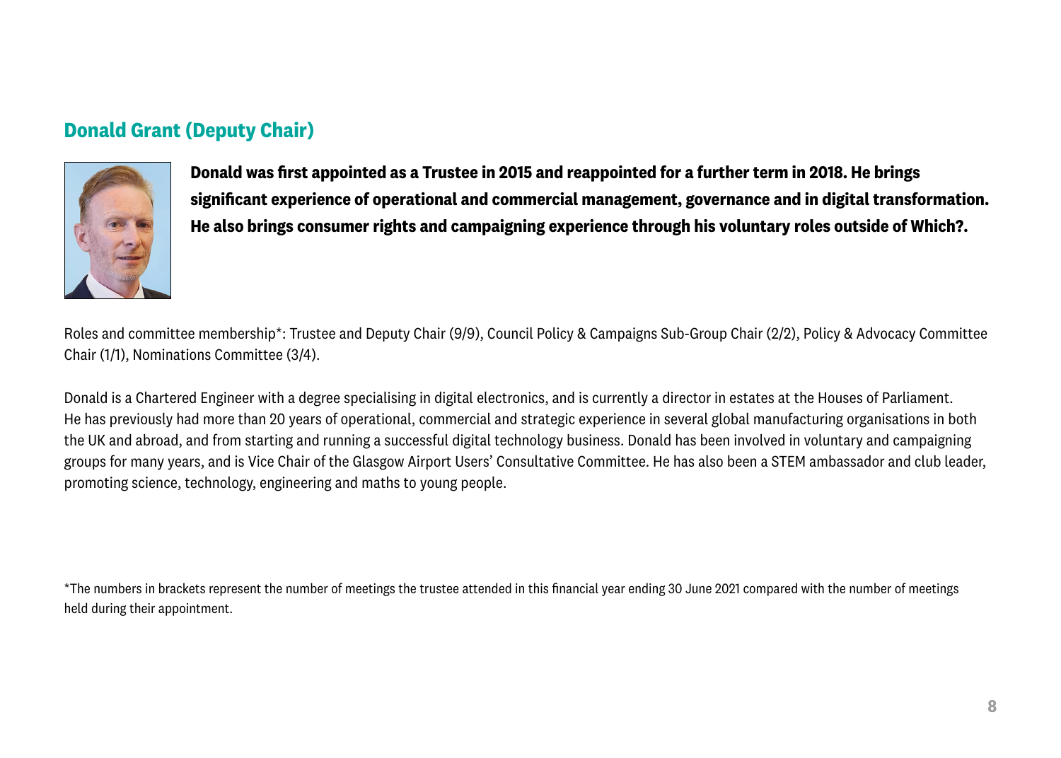## Donald Grant (Deputy Chair)

**Donald was first appointed as a Trustee in 2015 and reappointed for a further term in 2018. He brings significant experience of operational and commercial management, governance and in digital transformation. He also brings consumer rights and campaigning experience through his voluntary roles outside of Which?.**

Roles and committee membership*: Trustee and Deputy Chair (9/9), Council Policy & Campaigns Sub-Group Chair (2/2), Policy & Advocacy Committee Chair (1/1), Nominations Committee (3/4).

Donald is a Chartered Engineer with a degree specialising in digital electronics, and is currently a director in estates at the Houses of Parliament. He has previously had more than 20 years of operational, commercial and strategic experience in several global manufacturing organisations in both the UK and abroad, and from starting and running a successful digital technology business. Donald has been involved in voluntary and campaigning groups for many years, and is Vice Chair of the Glasgow Airport Users' Consultative Committee. He has also been a STEM ambassador and club leader, promoting science, technology, engineering and maths to young people.

*The numbers in brackets represent the number of meetings the trustee attended in this financial year ending 30 June 2021 compared with the number of meetings held during their appointment.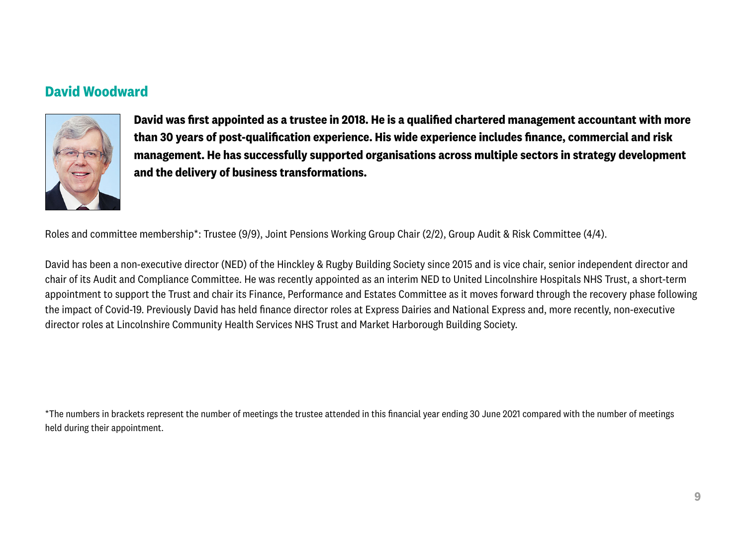## David Woodward

**David was first appointed as a trustee in 2018. He is a qualified chartered management accountant with more than 30 years of post-qualification experience. His wide experience includes finance, commercial and risk management. He has successfully supported organisations across multiple sectors in strategy development and the delivery of business transformations.**

Roles and committee membership*: Trustee (9/9), Joint Pensions Working Group Chair (2/2), Group Audit & Risk Committee (4/4).

David has been a non-executive director (NED) of the Hinckley & Rugby Building Society since 2015 and is vice chair, senior independent director and chair of its Audit and Compliance Committee. He was recently appointed as an interim NED to United Lincolnshire Hospitals NHS Trust, a short-term appointment to support the Trust and chair its Finance, Performance and Estates Committee as it moves forward through the recovery phase following the impact of Covid-19. Previously David has held finance director roles at Express Dairies and National Express and, more recently, non-executive director roles at Lincolnshire Community Health Services NHS Trust and Market Harborough Building Society.

*The numbers in brackets represent the number of meetings the trustee attended in this financial year ending 30 June 2021 compared with the number of meetings held during their appointment.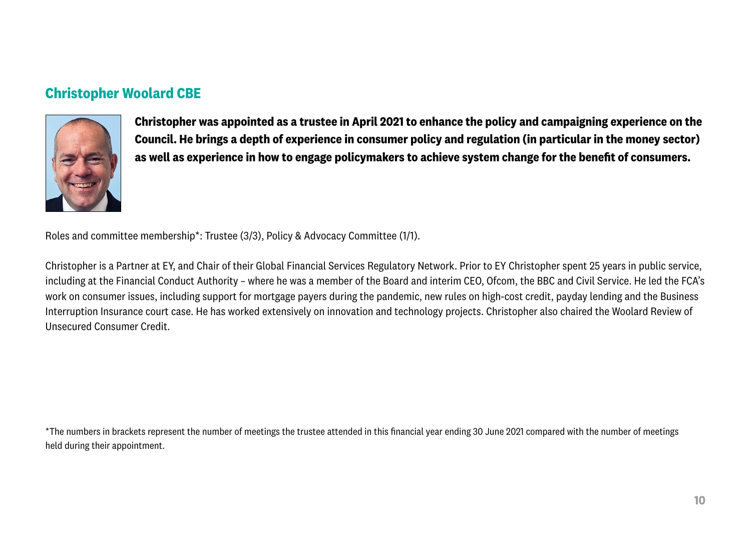## Christopher Woolard CBE

**Christopher was appointed as a trustee in April 2021 to enhance the policy and campaigning experience on the Council. He brings a depth of experience in consumer policy and regulation (in particular in the money sector) as well as experience in how to engage policymakers to achieve system change for the benefit of consumers.**

Roles and committee membership*: Trustee (3/3), Policy & Advocacy Committee (1/1).

Christopher is a Partner at EY, and Chair of their Global Financial Services Regulatory Network. Prior to EY Christopher spent 25 years in public service, including at the Financial Conduct Authority – where he was a member of the Board and interim CEO, Ofcom, the BBC and Civil Service. He led the FCA's work on consumer issues, including support for mortgage payers during the pandemic, new rules on high-cost credit, payday lending and the Business Interruption Insurance court case. He has worked extensively on innovation and technology projects. Christopher also chaired the Woolard Review of Unsecured Consumer Credit.

*The numbers in brackets represent the number of meetings the trustee attended in this financial year ending 30 June 2021 compared with the number of meetings held during their appointment.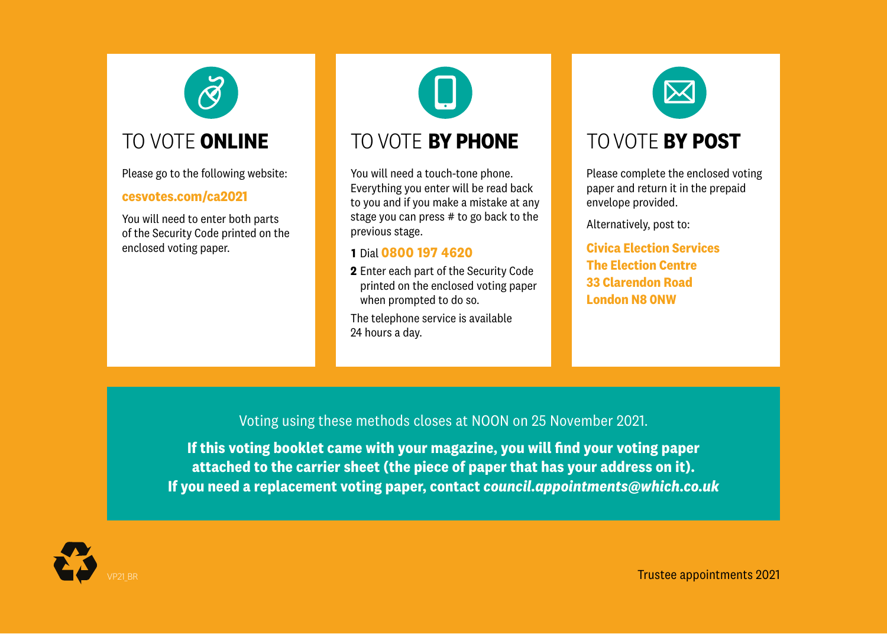## TO VOTE **ONLINE**

Please go to the following website:

**cesvotes.com/ca2021**

You will need to enter both parts of the Security Code printed on the enclosed voting paper.

## TO VOTE **BY PHONE**

You will need a touch-tone phone. Everything you enter will be read back to you and if you make a mistake at any stage you can press # to go back to the previous stage.

**1** Dial **0800 197 4620**

**2** Enter each part of the Security Code printed on the enclosed voting paper when prompted to do so.

The telephone service is available 24 hours a day.

## TO VOTE **BY POST**

Please complete the enclosed voting paper and return it in the prepaid envelope provided.

Alternatively, post to:

**Civica Election Services**
**The Election Centre**
**33 Clarendon Road**
**London N8 0NW**

Voting using these methods closes at NOON on 25 November 2021.

**If this voting booklet came with your magazine, you will find your voting paper attached to the carrier sheet (the piece of paper that has your address on it).**
**If you need a replacement voting paper, contact *council.appointments@which.co.uk***

VP21_BR

Trustee appointments 2021